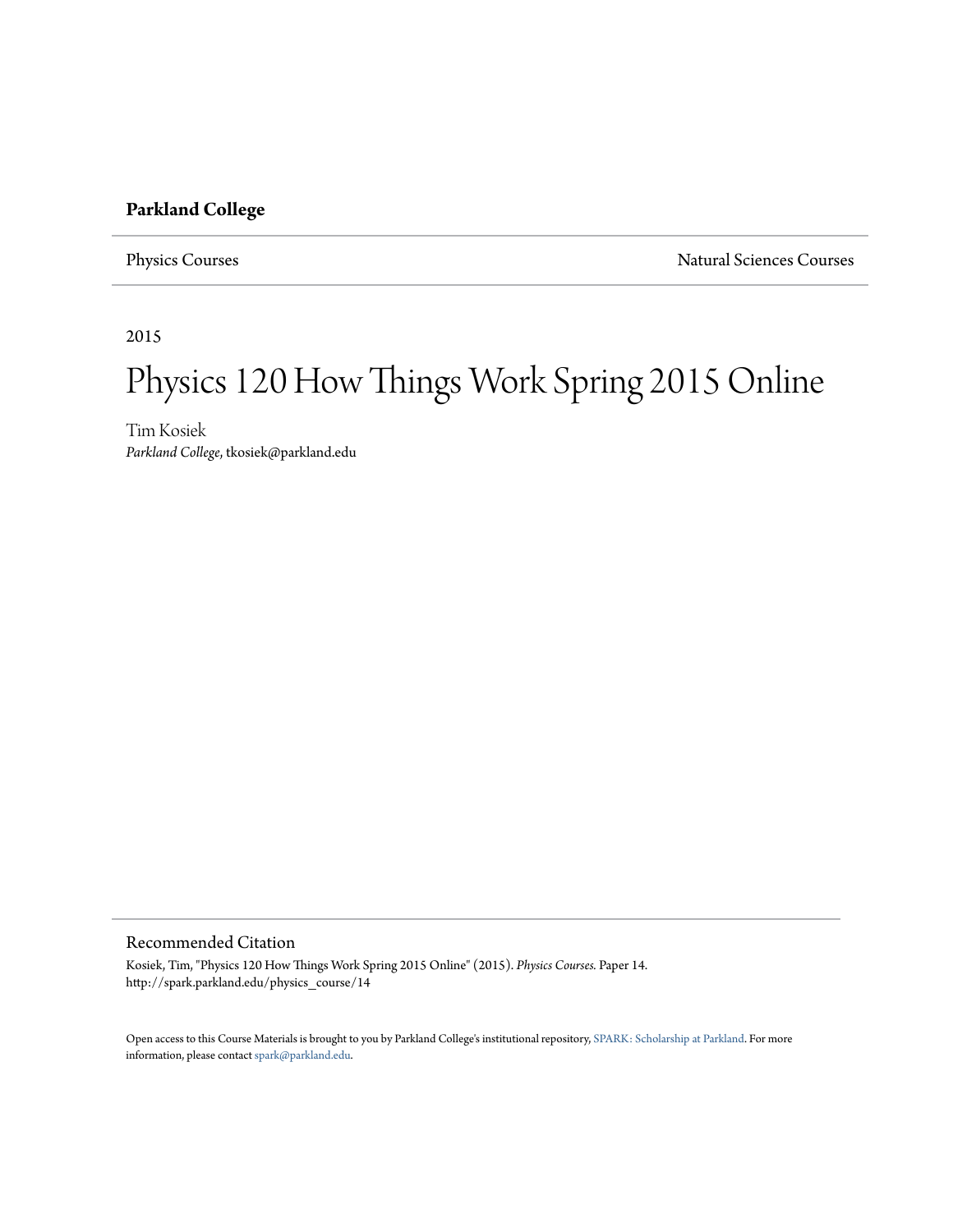**Parkland College**

Physics Courses | Natural Sciences Courses

2015

# Physics 120 How Things Work Spring 2015 Online

Tim Kosiek
*Parkland College*, tkosiek@parkland.edu

## Recommended Citation

Kosiek, Tim, "Physics 120 How Things Work Spring 2015 Online" (2015). *Physics Courses.* Paper 14.
http://spark.parkland.edu/physics_course/14

Open access to this Course Materials is brought to you by Parkland College's institutional repository, SPARK: Scholarship at Parkland. For more information, please contact spark@parkland.edu.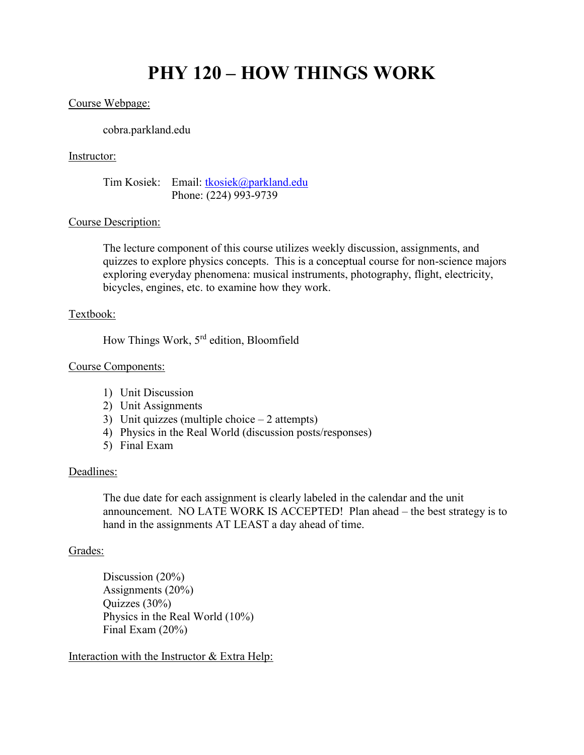# PHY 120 – HOW THINGS WORK

Course Webpage:

cobra.parkland.edu

Instructor:

Tim Kosiek: Email: tkosiek@parkland.edu
Phone: (224) 993-9739

Course Description:

The lecture component of this course utilizes weekly discussion, assignments, and quizzes to explore physics concepts. This is a conceptual course for non-science majors exploring everyday phenomena: musical instruments, photography, flight, electricity, bicycles, engines, etc. to examine how they work.

Textbook:

How Things Work, 5th edition, Bloomfield

Course Components:

1) Unit Discussion
2) Unit Assignments
3) Unit quizzes (multiple choice – 2 attempts)
4) Physics in the Real World (discussion posts/responses)
5) Final Exam

Deadlines:

The due date for each assignment is clearly labeled in the calendar and the unit announcement. NO LATE WORK IS ACCEPTED! Plan ahead – the best strategy is to hand in the assignments AT LEAST a day ahead of time.

Grades:

Discussion (20%)
Assignments (20%)
Quizzes (30%)
Physics in the Real World (10%)
Final Exam (20%)

Interaction with the Instructor & Extra Help: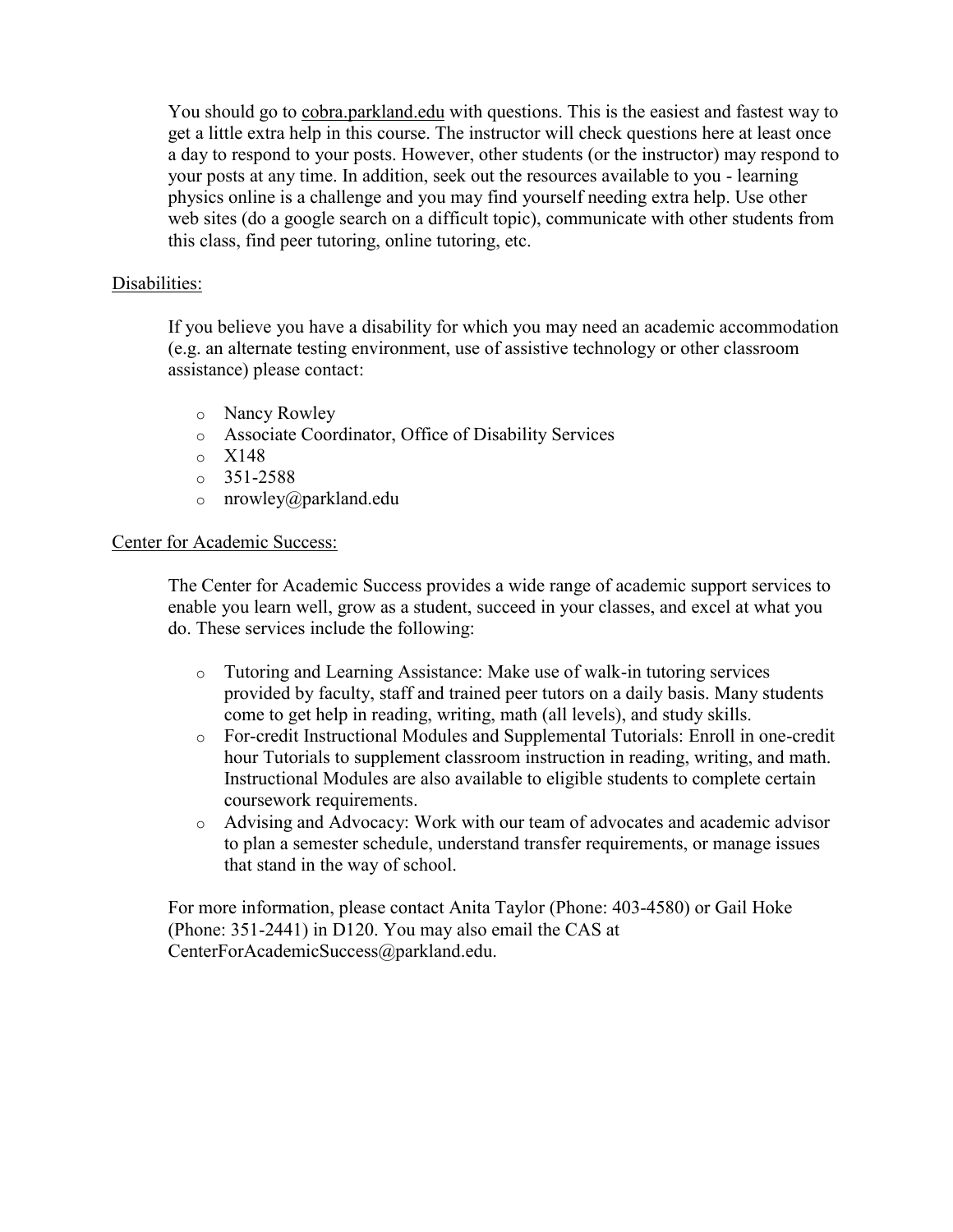You should go to cobra.parkland.edu with questions. This is the easiest and fastest way to get a little extra help in this course. The instructor will check questions here at least once a day to respond to your posts. However, other students (or the instructor) may respond to your posts at any time. In addition, seek out the resources available to you - learning physics online is a challenge and you may find yourself needing extra help. Use other web sites (do a google search on a difficult topic), communicate with other students from this class, find peer tutoring, online tutoring, etc.

Disabilities:

If you believe you have a disability for which you may need an academic accommodation (e.g. an alternate testing environment, use of assistive technology or other classroom assistance) please contact:

- Nancy Rowley
- Associate Coordinator, Office of Disability Services
- X148
- 351-2588
- nrowley@parkland.edu

Center for Academic Success:

The Center for Academic Success provides a wide range of academic support services to enable you learn well, grow as a student, succeed in your classes, and excel at what you do. These services include the following:

- Tutoring and Learning Assistance: Make use of walk-in tutoring services provided by faculty, staff and trained peer tutors on a daily basis. Many students come to get help in reading, writing, math (all levels), and study skills.
- For-credit Instructional Modules and Supplemental Tutorials: Enroll in one-credit hour Tutorials to supplement classroom instruction in reading, writing, and math. Instructional Modules are also available to eligible students to complete certain coursework requirements.
- Advising and Advocacy: Work with our team of advocates and academic advisor to plan a semester schedule, understand transfer requirements, or manage issues that stand in the way of school.

For more information, please contact Anita Taylor (Phone: 403-4580) or Gail Hoke (Phone: 351-2441) in D120. You may also email the CAS at CenterForAcademicSuccess@parkland.edu.